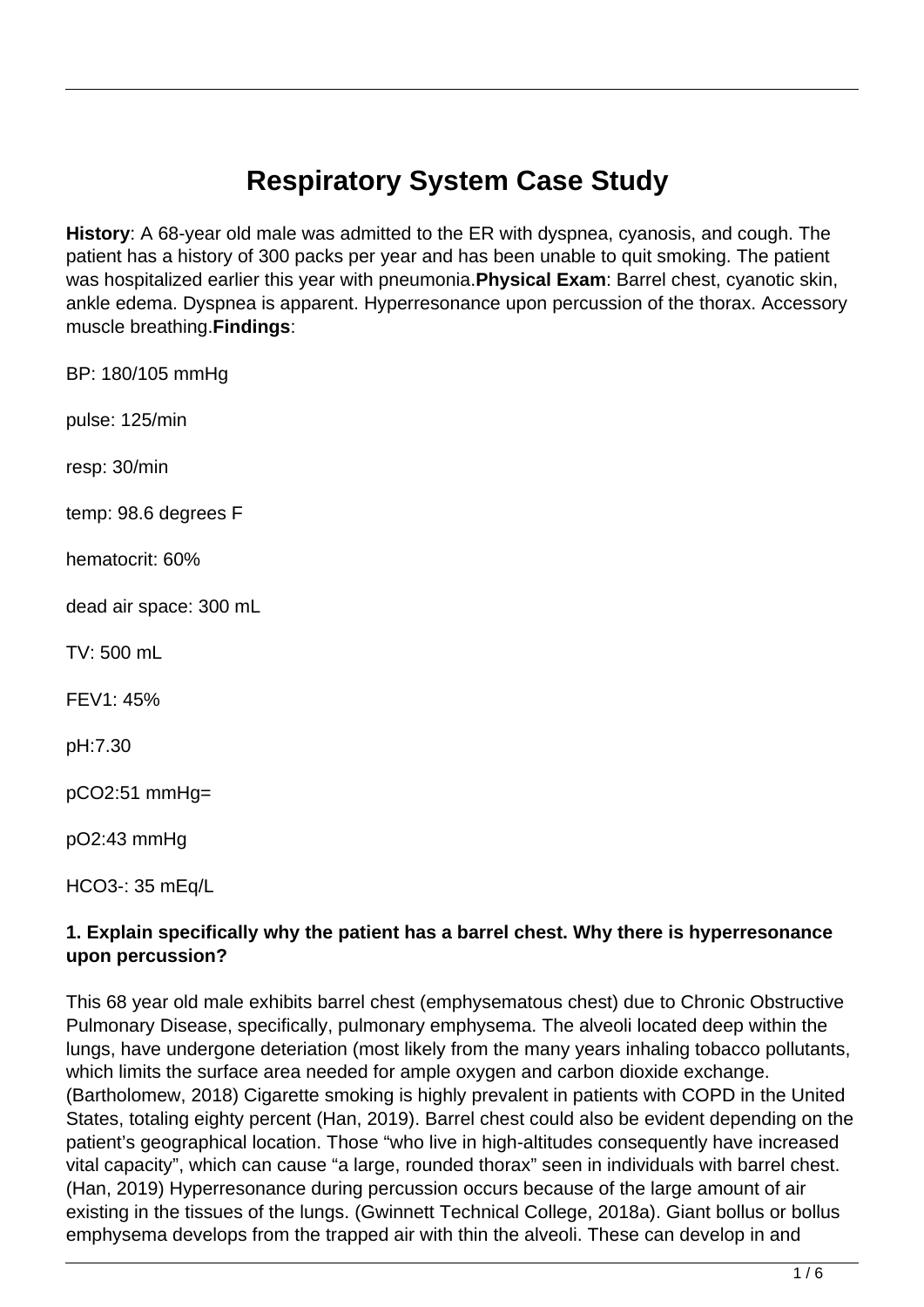# Respiratory System Case Study

**History**: A 68-year old male was admitted to the ER with dyspnea, cyanosis, and cough. The patient has a history of 300 packs per year and has been unable to quit smoking. The patient was hospitalized earlier this year with pneumonia.**Physical Exam**: Barrel chest, cyanotic skin, ankle edema. Dyspnea is apparent. Hyperresonance upon percussion of the thorax. Accessory muscle breathing.**Findings**:

BP: 180/105 mmHg

pulse: 125/min

resp: 30/min

temp: 98.6 degrees F

hematocrit: 60%

dead air space: 300 mL

TV: 500 mL

FEV1: 45%

pH:7.30

$pCO_2$:51 mmHg=

$pO_2$:43 mmHg

$HCO_3^-$: 35 mEq/L

**1. Explain specifically why the patient has a barrel chest. Why there is hyperresonance upon percussion?**

This 68 year old male exhibits barrel chest (emphysematous chest) due to Chronic Obstructive Pulmonary Disease, specifically, pulmonary emphysema. The alveoli located deep within the lungs, have undergone deteriation (most likely from the many years inhaling tobacco pollutants, which limits the surface area needed for ample oxygen and carbon dioxide exchange. (Bartholomew, 2018) Cigarette smoking is highly prevalent in patients with COPD in the United States, totaling eighty percent (Han, 2019). Barrel chest could also be evident depending on the patient's geographical location. Those "who live in high-altitudes consequently have increased vital capacity", which can cause "a large, rounded thorax" seen in individuals with barrel chest. (Han, 2019) Hyperresonance during percussion occurs because of the large amount of air existing in the tissues of the lungs. (Gwinnett Technical College, 2018a). Giant bollus or bollus emphysema develops from the trapped air with thin the alveoli. These can develop in and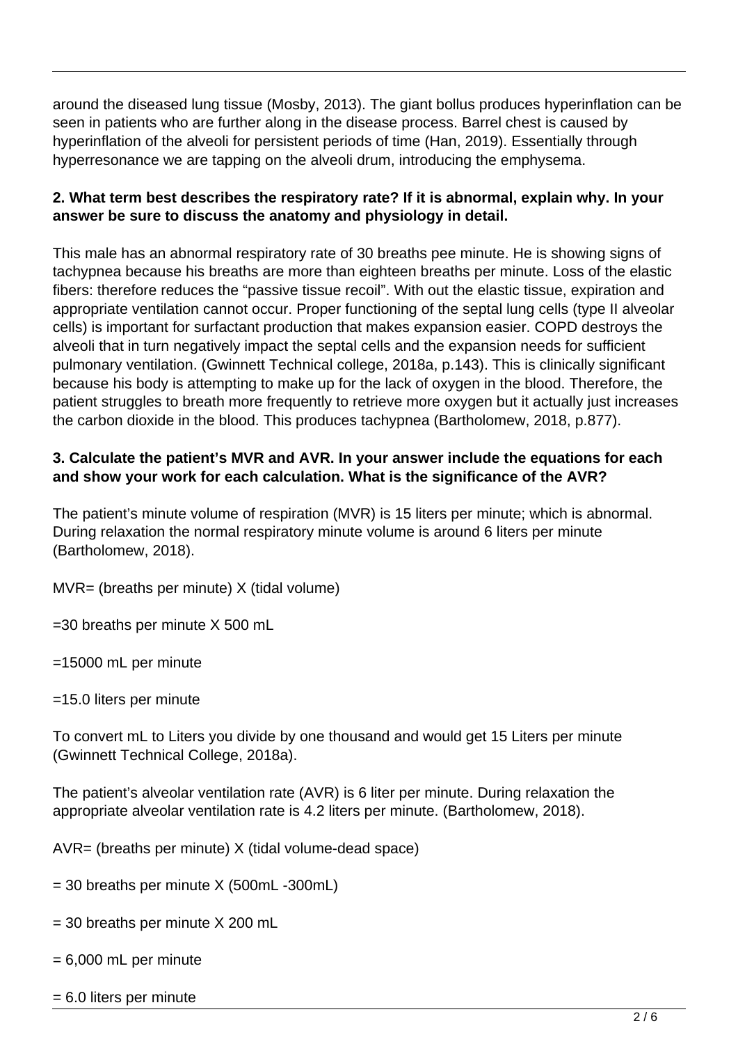around the diseased lung tissue (Mosby, 2013). The giant bollus produces hyperinflation can be seen in patients who are further along in the disease process. Barrel chest is caused by hyperinflation of the alveoli for persistent periods of time (Han, 2019). Essentially through hyperresonance we are tapping on the alveoli drum, introducing the emphysema.

**2. What term best describes the respiratory rate? If it is abnormal, explain why. In your answer be sure to discuss the anatomy and physiology in detail.**

This male has an abnormal respiratory rate of 30 breaths pee minute. He is showing signs of tachypnea because his breaths are more than eighteen breaths per minute. Loss of the elastic fibers: therefore reduces the "passive tissue recoil". With out the elastic tissue, expiration and appropriate ventilation cannot occur. Proper functioning of the septal lung cells (type II alveolar cells) is important for surfactant production that makes expansion easier. COPD destroys the alveoli that in turn negatively impact the septal cells and the expansion needs for sufficient pulmonary ventilation. (Gwinnett Technical college, 2018a, p.143). This is clinically significant because his body is attempting to make up for the lack of oxygen in the blood. Therefore, the patient struggles to breath more frequently to retrieve more oxygen but it actually just increases the carbon dioxide in the blood. This produces tachypnea (Bartholomew, 2018, p.877).

**3. Calculate the patient's MVR and AVR. In your answer include the equations for each and show your work for each calculation. What is the significance of the AVR?**

The patient's minute volume of respiration (MVR) is 15 liters per minute; which is abnormal. During relaxation the normal respiratory minute volume is around 6 liters per minute (Bartholomew, 2018).

MVR= (breaths per minute) X (tidal volume)

=30 breaths per minute X 500 mL

=15000 mL per minute

=15.0 liters per minute

To convert mL to Liters you divide by one thousand and would get 15 Liters per minute (Gwinnett Technical College, 2018a).

The patient's alveolar ventilation rate (AVR) is 6 liter per minute. During relaxation the appropriate alveolar ventilation rate is 4.2 liters per minute. (Bartholomew, 2018).

AVR= (breaths per minute) X (tidal volume-dead space)

= 30 breaths per minute X (500mL -300mL)

= 30 breaths per minute X 200 mL

= 6,000 mL per minute

= 6.0 liters per minute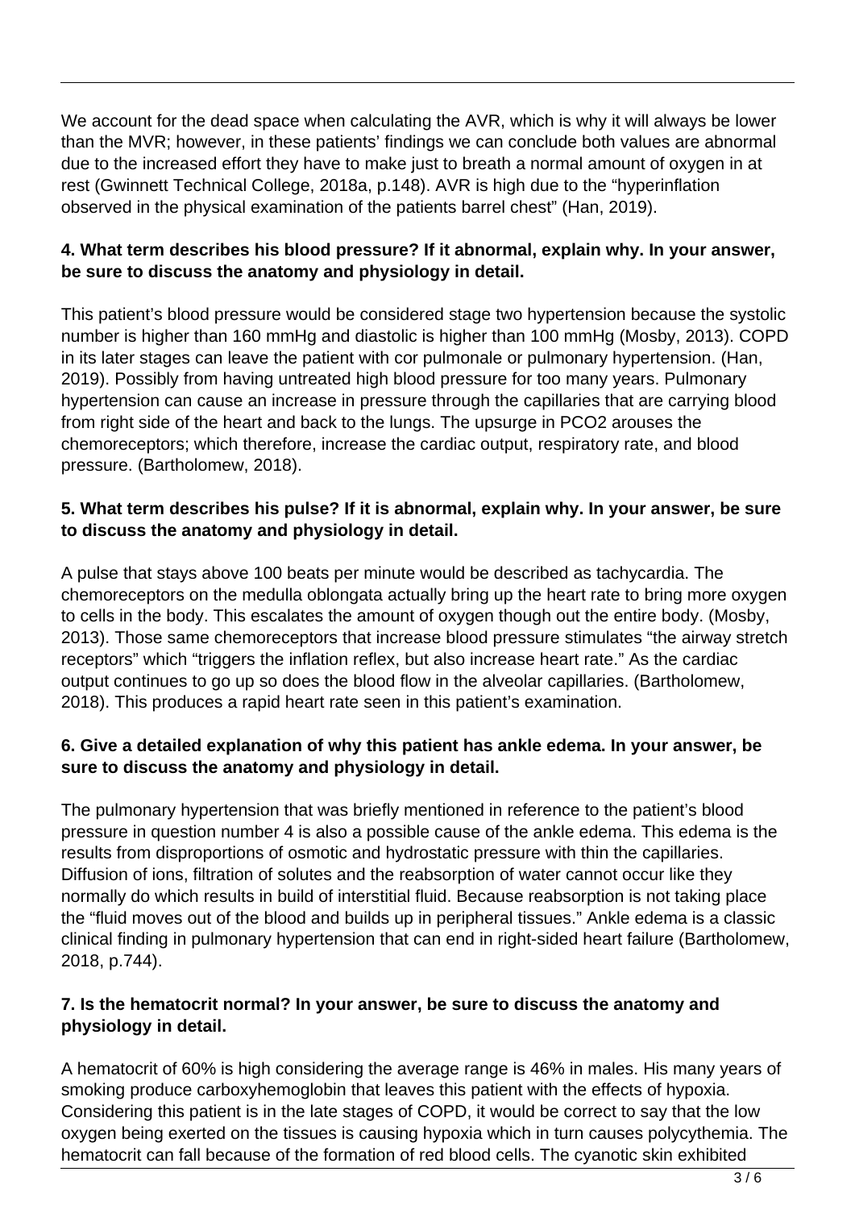We account for the dead space when calculating the AVR, which is why it will always be lower than the MVR; however, in these patients' findings we can conclude both values are abnormal due to the increased effort they have to make just to breath a normal amount of oxygen in at rest (Gwinnett Technical College, 2018a, p.148). AVR is high due to the "hyperinflation observed in the physical examination of the patients barrel chest" (Han, 2019).

**4. What term describes his blood pressure? If it abnormal, explain why. In your answer, be sure to discuss the anatomy and physiology in detail.**

This patient's blood pressure would be considered stage two hypertension because the systolic number is higher than 160 mmHg and diastolic is higher than 100 mmHg (Mosby, 2013). COPD in its later stages can leave the patient with cor pulmonale or pulmonary hypertension. (Han, 2019). Possibly from having untreated high blood pressure for too many years. Pulmonary hypertension can cause an increase in pressure through the capillaries that are carrying blood from right side of the heart and back to the lungs. The upsurge in PCO2 arouses the chemoreceptors; which therefore, increase the cardiac output, respiratory rate, and blood pressure. (Bartholomew, 2018).

**5. What term describes his pulse? If it is abnormal, explain why. In your answer, be sure to discuss the anatomy and physiology in detail.**

A pulse that stays above 100 beats per minute would be described as tachycardia. The chemoreceptors on the medulla oblongata actually bring up the heart rate to bring more oxygen to cells in the body. This escalates the amount of oxygen though out the entire body. (Mosby, 2013). Those same chemoreceptors that increase blood pressure stimulates "the airway stretch receptors" which "triggers the inflation reflex, but also increase heart rate." As the cardiac output continues to go up so does the blood flow in the alveolar capillaries. (Bartholomew, 2018). This produces a rapid heart rate seen in this patient's examination.

**6. Give a detailed explanation of why this patient has ankle edema. In your answer, be sure to discuss the anatomy and physiology in detail.**

The pulmonary hypertension that was briefly mentioned in reference to the patient's blood pressure in question number 4 is also a possible cause of the ankle edema. This edema is the results from disproportions of osmotic and hydrostatic pressure with thin the capillaries. Diffusion of ions, filtration of solutes and the reabsorption of water cannot occur like they normally do which results in build of interstitial fluid. Because reabsorption is not taking place the "fluid moves out of the blood and builds up in peripheral tissues." Ankle edema is a classic clinical finding in pulmonary hypertension that can end in right-sided heart failure (Bartholomew, 2018, p.744).

**7. Is the hematocrit normal? In your answer, be sure to discuss the anatomy and physiology in detail.**

A hematocrit of 60% is high considering the average range is 46% in males. His many years of smoking produce carboxyhemoglobin that leaves this patient with the effects of hypoxia. Considering this patient is in the late stages of COPD, it would be correct to say that the low oxygen being exerted on the tissues is causing hypoxia which in turn causes polycythemia. The hematocrit can fall because of the formation of red blood cells. The cyanotic skin exhibited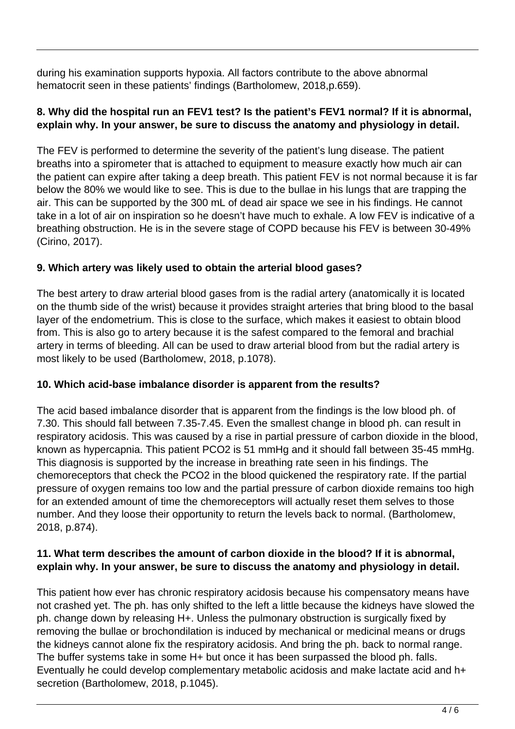during his examination supports hypoxia. All factors contribute to the above abnormal hematocrit seen in these patients' findings (Bartholomew, 2018,p.659).

**8. Why did the hospital run an FEV1 test? Is the patient's FEV1 normal? If it is abnormal, explain why. In your answer, be sure to discuss the anatomy and physiology in detail.**

The FEV is performed to determine the severity of the patient's lung disease. The patient breaths into a spirometer that is attached to equipment to measure exactly how much air can the patient can expire after taking a deep breath. This patient FEV is not normal because it is far below the 80% we would like to see. This is due to the bullae in his lungs that are trapping the air. This can be supported by the 300 mL of dead air space we see in his findings. He cannot take in a lot of air on inspiration so he doesn't have much to exhale. A low FEV is indicative of a breathing obstruction. He is in the severe stage of COPD because his FEV is between 30-49% (Cirino, 2017).

**9. Which artery was likely used to obtain the arterial blood gases?**

The best artery to draw arterial blood gases from is the radial artery (anatomically it is located on the thumb side of the wrist) because it provides straight arteries that bring blood to the basal layer of the endometrium. This is close to the surface, which makes it easiest to obtain blood from. This is also go to artery because it is the safest compared to the femoral and brachial artery in terms of bleeding. All can be used to draw arterial blood from but the radial artery is most likely to be used (Bartholomew, 2018, p.1078).

**10. Which acid-base imbalance disorder is apparent from the results?**

The acid based imbalance disorder that is apparent from the findings is the low blood ph. of 7.30. This should fall between 7.35-7.45. Even the smallest change in blood ph. can result in respiratory acidosis. This was caused by a rise in partial pressure of carbon dioxide in the blood, known as hypercapnia. This patient PCO2 is 51 mmHg and it should fall between 35-45 mmHg. This diagnosis is supported by the increase in breathing rate seen in his findings. The chemoreceptors that check the PCO2 in the blood quickened the respiratory rate. If the partial pressure of oxygen remains too low and the partial pressure of carbon dioxide remains too high for an extended amount of time the chemoreceptors will actually reset them selves to those number. And they loose their opportunity to return the levels back to normal. (Bartholomew, 2018, p.874).

**11. What term describes the amount of carbon dioxide in the blood? If it is abnormal, explain why. In your answer, be sure to discuss the anatomy and physiology in detail.**

This patient how ever has chronic respiratory acidosis because his compensatory means have not crashed yet. The ph. has only shifted to the left a little because the kidneys have slowed the ph. change down by releasing H+. Unless the pulmonary obstruction is surgically fixed by removing the bullae or brochondilation is induced by mechanical or medicinal means or drugs the kidneys cannot alone fix the respiratory acidosis. And bring the ph. back to normal range. The buffer systems take in some H+ but once it has been surpassed the blood ph. falls. Eventually he could develop complementary metabolic acidosis and make lactate acid and h+ secretion (Bartholomew, 2018, p.1045).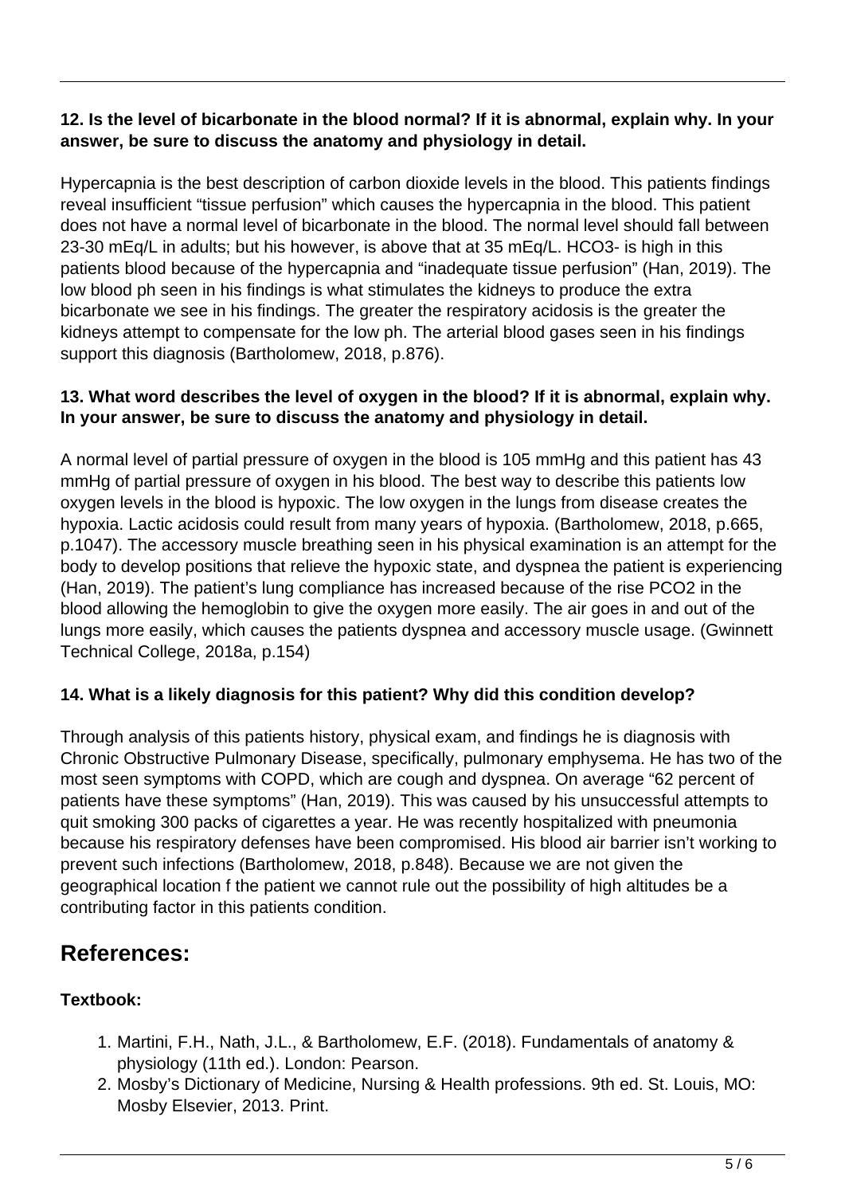**12. Is the level of bicarbonate in the blood normal? If it is abnormal, explain why. In your answer, be sure to discuss the anatomy and physiology in detail.**

Hypercapnia is the best description of carbon dioxide levels in the blood. This patients findings reveal insufficient "tissue perfusion" which causes the hypercapnia in the blood. This patient does not have a normal level of bicarbonate in the blood. The normal level should fall between 23-30 mEq/L in adults; but his however, is above that at 35 mEq/L. $HCO_3^-$ is high in this patients blood because of the hypercapnia and "inadequate tissue perfusion" (Han, 2019). The low blood ph seen in his findings is what stimulates the kidneys to produce the extra bicarbonate we see in his findings. The greater the respiratory acidosis is the greater the kidneys attempt to compensate for the low ph. The arterial blood gases seen in his findings support this diagnosis (Bartholomew, 2018, p.876).

**13. What word describes the level of oxygen in the blood? If it is abnormal, explain why. In your answer, be sure to discuss the anatomy and physiology in detail.**

A normal level of partial pressure of oxygen in the blood is 105 mmHg and this patient has 43 mmHg of partial pressure of oxygen in his blood. The best way to describe this patients low oxygen levels in the blood is hypoxic. The low oxygen in the lungs from disease creates the hypoxia. Lactic acidosis could result from many years of hypoxia. (Bartholomew, 2018, p.665, p.1047). The accessory muscle breathing seen in his physical examination is an attempt for the body to develop positions that relieve the hypoxic state, and dyspnea the patient is experiencing (Han, 2019). The patient's lung compliance has increased because of the rise $PCO_2$ in the blood allowing the hemoglobin to give the oxygen more easily. The air goes in and out of the lungs more easily, which causes the patients dyspnea and accessory muscle usage. (Gwinnett Technical College, 2018a, p.154)

**14. What is a likely diagnosis for this patient? Why did this condition develop?**

Through analysis of this patients history, physical exam, and findings he is diagnosis with Chronic Obstructive Pulmonary Disease, specifically, pulmonary emphysema. He has two of the most seen symptoms with COPD, which are cough and dyspnea. On average "62 percent of patients have these symptoms" (Han, 2019). This was caused by his unsuccessful attempts to quit smoking 300 packs of cigarettes a year. He was recently hospitalized with pneumonia because his respiratory defenses have been compromised. His blood air barrier isn't working to prevent such infections (Bartholomew, 2018, p.848). Because we are not given the geographical location f the patient we cannot rule out the possibility of high altitudes be a contributing factor in this patients condition.

## References:

**Textbook:**

1. Martini, F.H., Nath, J.L., & Bartholomew, E.F. (2018). Fundamentals of anatomy & physiology (11th ed.). London: Pearson.
2. Mosby's Dictionary of Medicine, Nursing & Health professions. 9th ed. St. Louis, MO: Mosby Elsevier, 2013. Print.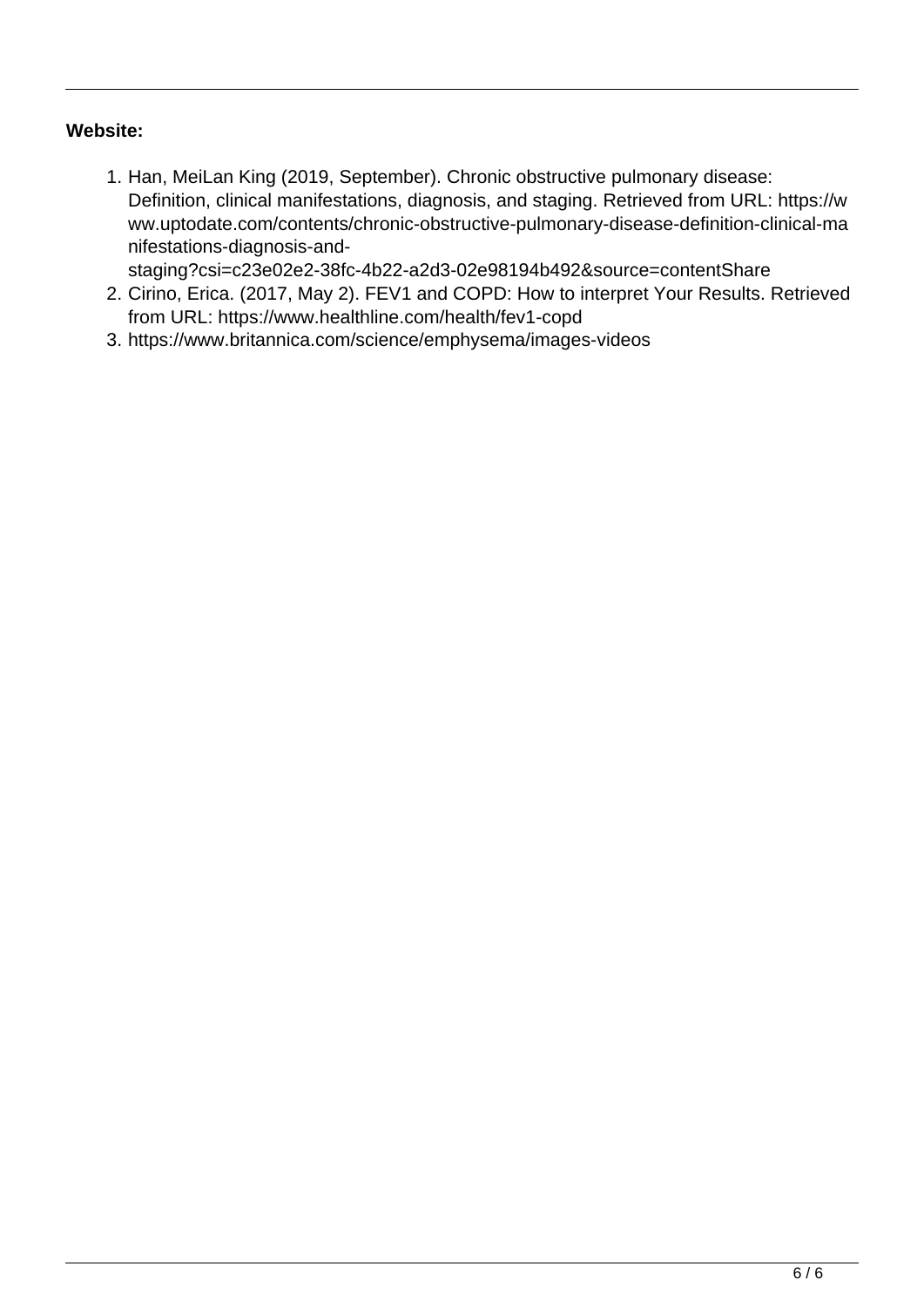**Website:**

1. Han, MeiLan King (2019, September). Chronic obstructive pulmonary disease: Definition, clinical manifestations, diagnosis, and staging. Retrieved from URL: https://www.uptodate.com/contents/chronic-obstructive-pulmonary-disease-definition-clinical-manifestations-diagnosis-and-staging?csi=c23e02e2-38fc-4b22-a2d3-02e98194b492&source=contentShare
2. Cirino, Erica. (2017, May 2). FEV1 and COPD: How to interpret Your Results. Retrieved from URL: https://www.healthline.com/health/fev1-copd
3. https://www.britannica.com/science/emphysema/images-videos